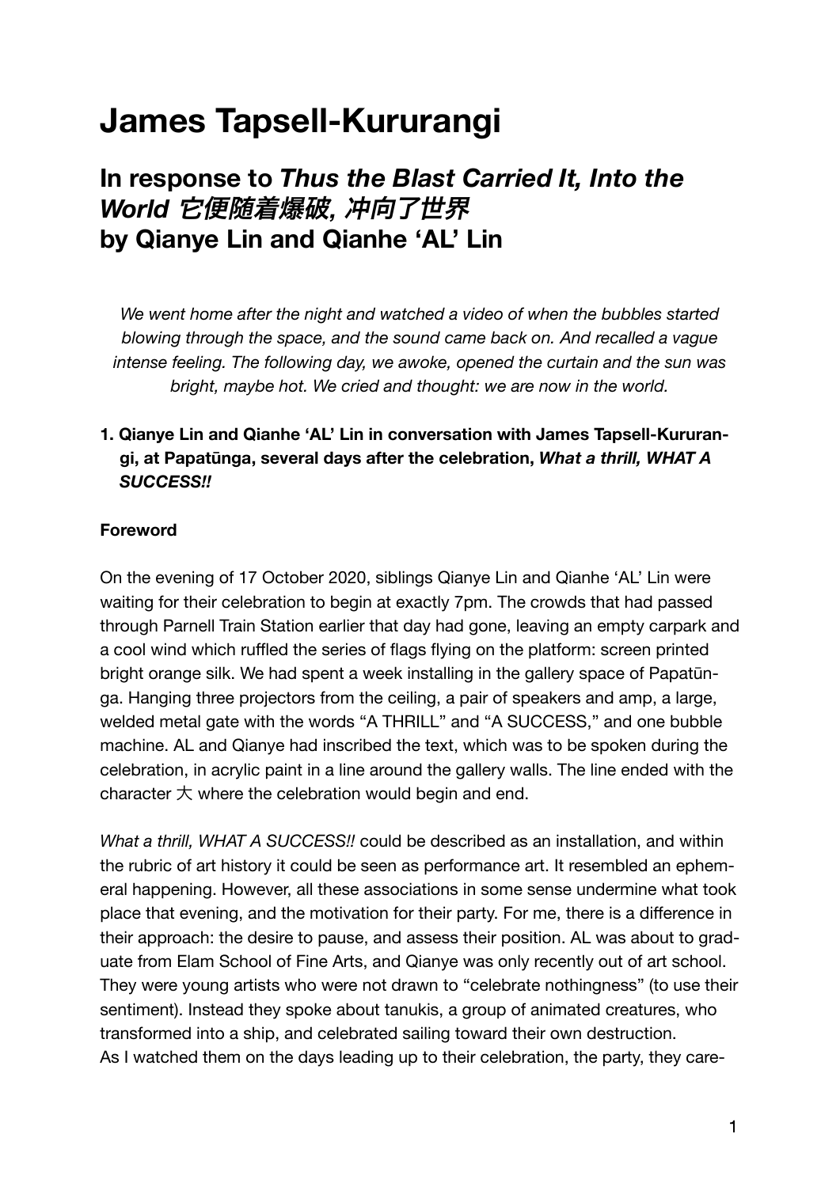# James Tapsell-Kururangi

## In response to *Thus the Blast Carried It, Into the World 它便随着爆破, 冲向了世界* by Qianye Lin and Qianhe 'AL' Lin

*We went home after the night and watched a video of when the bubbles started blowing through the space, and the sound came back on. And recalled a vague intense feeling. The following day, we awoke, opened the curtain and the sun was bright, maybe hot. We cried and thought: we are now in the world.*

1. **Qianye Lin and Qianhe 'AL' Lin in conversation with James Tapsell-Kururangi, at Papatūnga, several days after the celebration, *What a thrill, WHAT A SUCCESS!!***

**Foreword**

On the evening of 17 October 2020, siblings Qianye Lin and Qianhe 'AL' Lin were waiting for their celebration to begin at exactly 7pm. The crowds that had passed through Parnell Train Station earlier that day had gone, leaving an empty carpark and a cool wind which ruffled the series of flags flying on the platform: screen printed bright orange silk. We had spent a week installing in the gallery space of Papatūnga. Hanging three projectors from the ceiling, a pair of speakers and amp, a large, welded metal gate with the words "A THRILL" and "A SUCCESS," and one bubble machine. AL and Qianye had inscribed the text, which was to be spoken during the celebration, in acrylic paint in a line around the gallery walls. The line ended with the character 大 where the celebration would begin and end.

*What a thrill, WHAT A SUCCESS!!* could be described as an installation, and within the rubric of art history it could be seen as performance art. It resembled an ephemeral happening. However, all these associations in some sense undermine what took place that evening, and the motivation for their party. For me, there is a difference in their approach: the desire to pause, and assess their position. AL was about to graduate from Elam School of Fine Arts, and Qianye was only recently out of art school. They were young artists who were not drawn to "celebrate nothingness" (to use their sentiment). Instead they spoke about tanukis, a group of animated creatures, who transformed into a ship, and celebrated sailing toward their own destruction.
As I watched them on the days leading up to their celebration, the party, they care-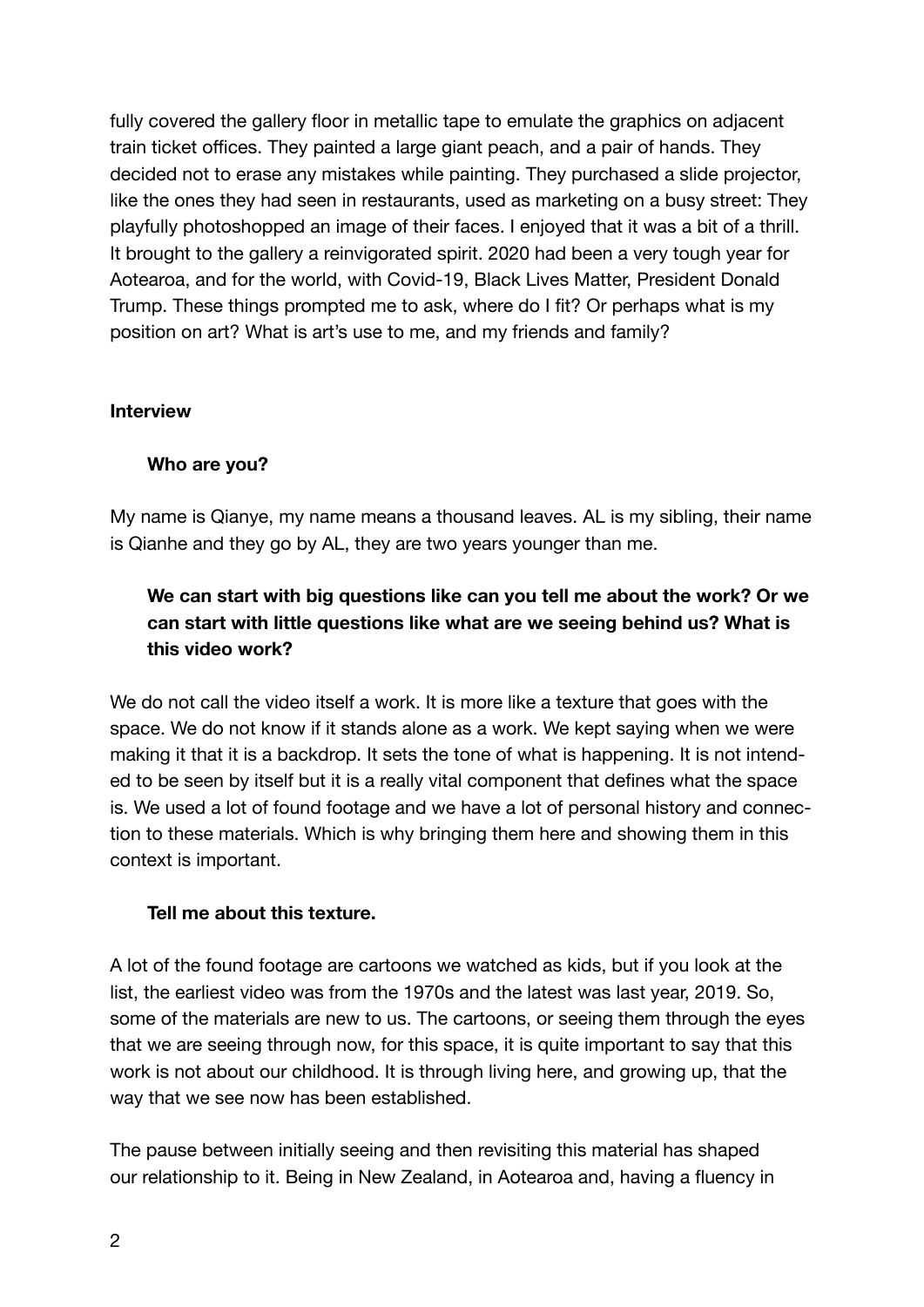fully covered the gallery floor in metallic tape to emulate the graphics on adjacent train ticket offices. They painted a large giant peach, and a pair of hands. They decided not to erase any mistakes while painting. They purchased a slide projector, like the ones they had seen in restaurants, used as marketing on a busy street: They playfully photoshopped an image of their faces. I enjoyed that it was a bit of a thrill. It brought to the gallery a reinvigorated spirit. 2020 had been a very tough year for Aotearoa, and for the world, with Covid-19, Black Lives Matter, President Donald Trump. These things prompted me to ask, where do I fit? Or perhaps what is my position on art? What is art's use to me, and my friends and family?

**Interview**

**Who are you?**

My name is Qianye, my name means a thousand leaves. AL is my sibling, their name is Qianhe and they go by AL, they are two years younger than me.

**We can start with big questions like can you tell me about the work? Or we can start with little questions like what are we seeing behind us? What is this video work?**

We do not call the video itself a work. It is more like a texture that goes with the space. We do not know if it stands alone as a work. We kept saying when we were making it that it is a backdrop. It sets the tone of what is happening. It is not intended to be seen by itself but it is a really vital component that defines what the space is. We used a lot of found footage and we have a lot of personal history and connection to these materials. Which is why bringing them here and showing them in this context is important.

**Tell me about this texture.**

A lot of the found footage are cartoons we watched as kids, but if you look at the list, the earliest video was from the 1970s and the latest was last year, 2019. So, some of the materials are new to us. The cartoons, or seeing them through the eyes that we are seeing through now, for this space, it is quite important to say that this work is not about our childhood. It is through living here, and growing up, that the way that we see now has been established.

The pause between initially seeing and then revisiting this material has shaped our relationship to it. Being in New Zealand, in Aotearoa and, having a fluency in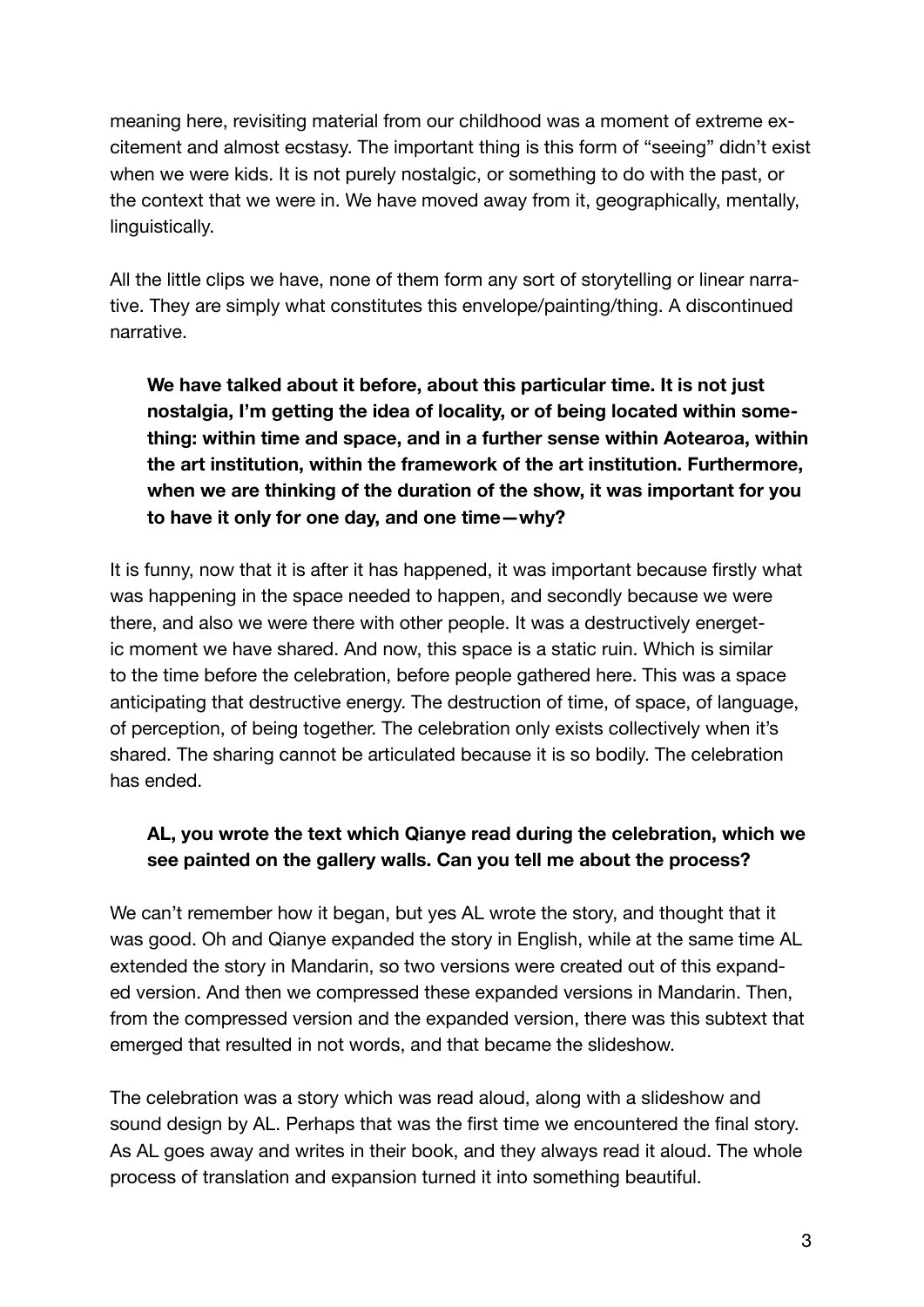meaning here, revisiting material from our childhood was a moment of extreme excitement and almost ecstasy. The important thing is this form of "seeing" didn't exist when we were kids. It is not purely nostalgic, or something to do with the past, or the context that we were in. We have moved away from it, geographically, mentally, linguistically.

All the little clips we have, none of them form any sort of storytelling or linear narrative. They are simply what constitutes this envelope/painting/thing. A discontinued narrative.

**We have talked about it before, about this particular time. It is not just nostalgia, I'm getting the idea of locality, or of being located within something: within time and space, and in a further sense within Aotearoa, within the art institution, within the framework of the art institution. Furthermore, when we are thinking of the duration of the show, it was important for you to have it only for one day, and one time—why?**

It is funny, now that it is after it has happened, it was important because firstly what was happening in the space needed to happen, and secondly because we were there, and also we were there with other people. It was a destructively energetic moment we have shared. And now, this space is a static ruin. Which is similar to the time before the celebration, before people gathered here. This was a space anticipating that destructive energy. The destruction of time, of space, of language, of perception, of being together. The celebration only exists collectively when it's shared. The sharing cannot be articulated because it is so bodily. The celebration has ended.

**AL, you wrote the text which Qianye read during the celebration, which we see painted on the gallery walls. Can you tell me about the process?**

We can't remember how it began, but yes AL wrote the story, and thought that it was good. Oh and Qianye expanded the story in English, while at the same time AL extended the story in Mandarin, so two versions were created out of this expanded version. And then we compressed these expanded versions in Mandarin. Then, from the compressed version and the expanded version, there was this subtext that emerged that resulted in not words, and that became the slideshow.

The celebration was a story which was read aloud, along with a slideshow and sound design by AL. Perhaps that was the first time we encountered the final story. As AL goes away and writes in their book, and they always read it aloud. The whole process of translation and expansion turned it into something beautiful.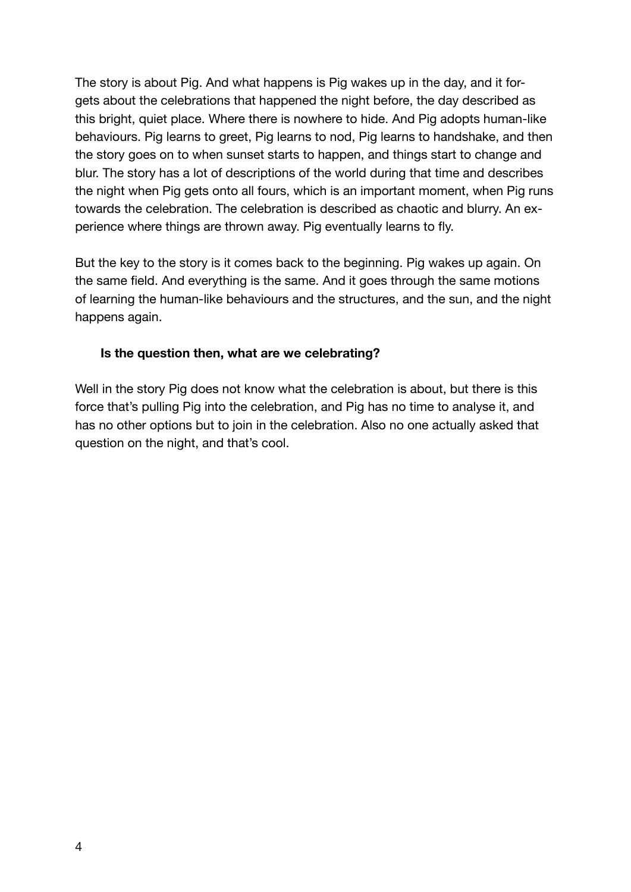The story is about Pig. And what happens is Pig wakes up in the day, and it forgets about the celebrations that happened the night before, the day described as this bright, quiet place. Where there is nowhere to hide. And Pig adopts human-like behaviours. Pig learns to greet, Pig learns to nod, Pig learns to handshake, and then the story goes on to when sunset starts to happen, and things start to change and blur. The story has a lot of descriptions of the world during that time and describes the night when Pig gets onto all fours, which is an important moment, when Pig runs towards the celebration. The celebration is described as chaotic and blurry. An experience where things are thrown away. Pig eventually learns to fly.

But the key to the story is it comes back to the beginning. Pig wakes up again. On the same field. And everything is the same. And it goes through the same motions of learning the human-like behaviours and the structures, and the sun, and the night happens again.

**Is the question then, what are we celebrating?**

Well in the story Pig does not know what the celebration is about, but there is this force that's pulling Pig into the celebration, and Pig has no time to analyse it, and has no other options but to join in the celebration. Also no one actually asked that question on the night, and that's cool.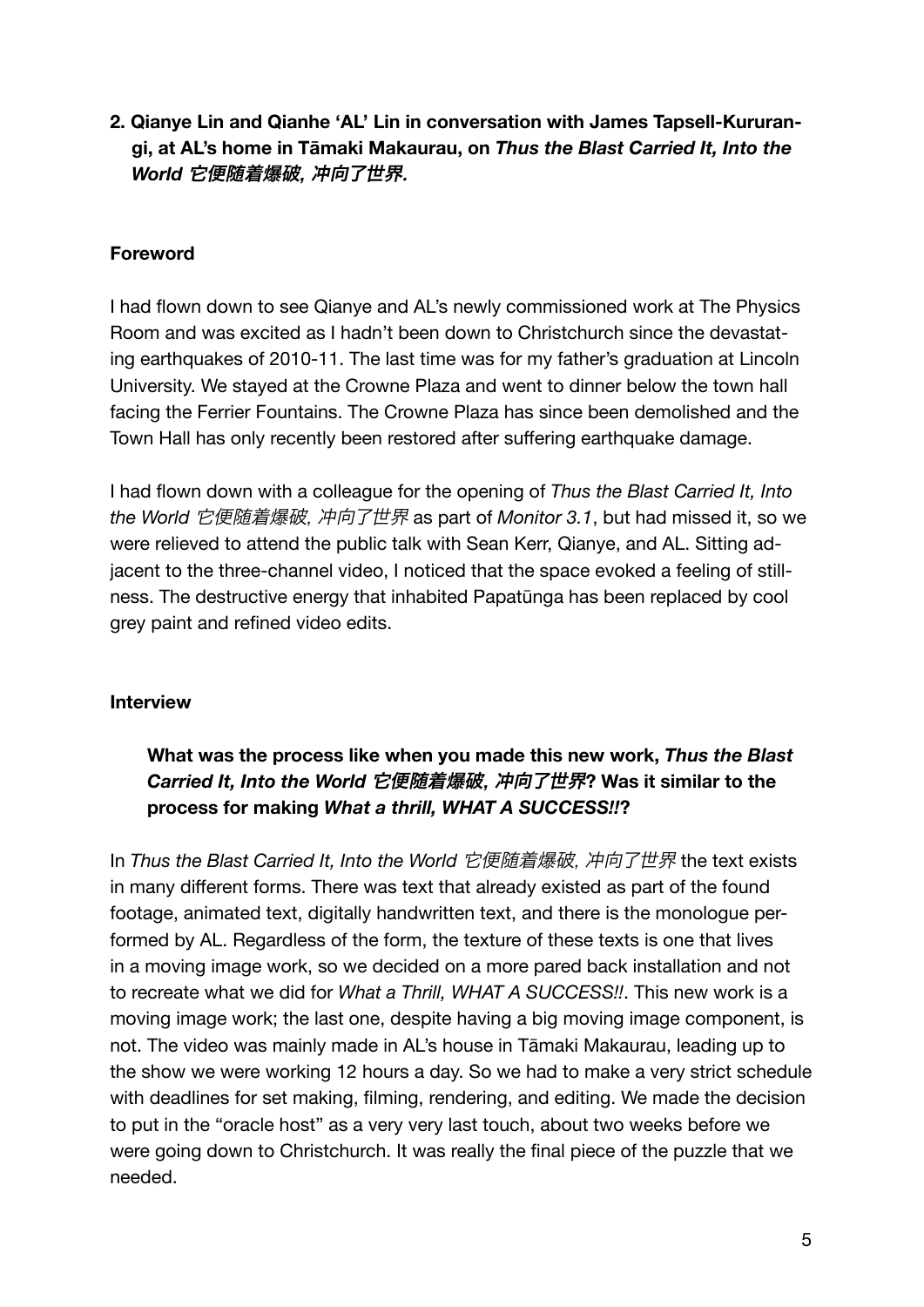## 2. Qianye Lin and Qianhe 'AL' Lin in conversation with James Tapsell-Kururangi, at AL's home in Tāmaki Makaurau, on *Thus the Blast Carried It, Into the World 它便随着爆破, 冲向了世界.*

### Foreword

I had flown down to see Qianye and AL's newly commissioned work at The Physics Room and was excited as I hadn't been down to Christchurch since the devastating earthquakes of 2010-11. The last time was for my father's graduation at Lincoln University. We stayed at the Crowne Plaza and went to dinner below the town hall facing the Ferrier Fountains. The Crowne Plaza has since been demolished and the Town Hall has only recently been restored after suffering earthquake damage.

I had flown down with a colleague for the opening of *Thus the Blast Carried It, Into the World 它便随着爆破, 冲向了世界* as part of *Monitor 3.1*, but had missed it, so we were relieved to attend the public talk with Sean Kerr, Qianye, and AL. Sitting adjacent to the three-channel video, I noticed that the space evoked a feeling of stillness. The destructive energy that inhabited Papatūnga has been replaced by cool grey paint and refined video edits.

### Interview

> **What was the process like when you made this new work, *Thus the Blast Carried It, Into the World 它便随着爆破, 冲向了世界*? Was it similar to the process for making *What a thrill, WHAT A SUCCESS!!*?**

In *Thus the Blast Carried It, Into the World 它便随着爆破, 冲向了世界* the text exists in many different forms. There was text that already existed as part of the found footage, animated text, digitally handwritten text, and there is the monologue performed by AL. Regardless of the form, the texture of these texts is one that lives in a moving image work, so we decided on a more pared back installation and not to recreate what we did for *What a Thrill, WHAT A SUCCESS!!*. This new work is a moving image work; the last one, despite having a big moving image component, is not. The video was mainly made in AL's house in Tāmaki Makaurau, leading up to the show we were working 12 hours a day. So we had to make a very strict schedule with deadlines for set making, filming, rendering, and editing. We made the decision to put in the "oracle host" as a very very last touch, about two weeks before we were going down to Christchurch. It was really the final piece of the puzzle that we needed.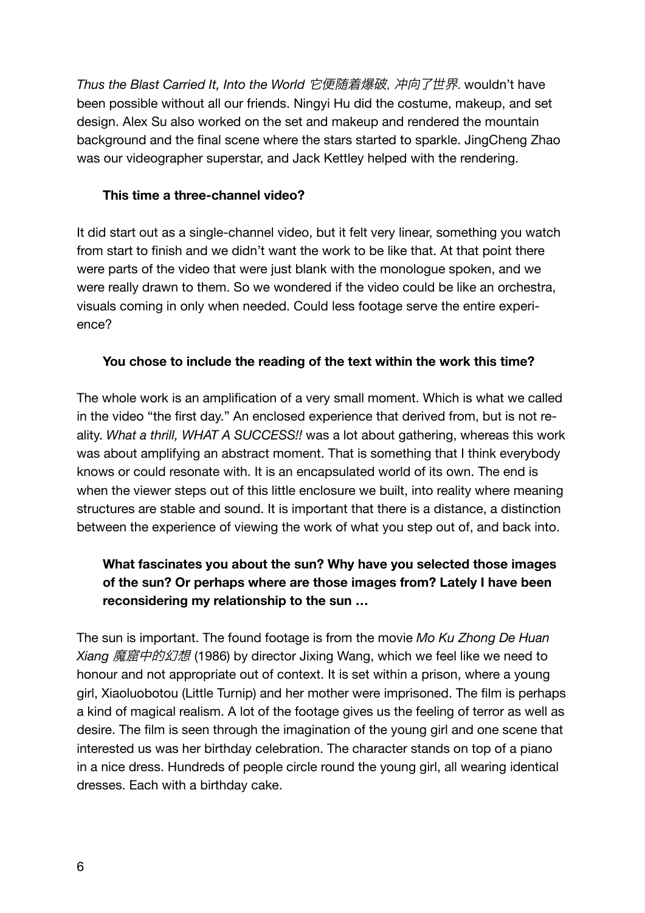*Thus the Blast Carried It, Into the World 它便随着爆破, 冲向了世界.* wouldn't have been possible without all our friends. Ningyi Hu did the costume, makeup, and set design. Alex Su also worked on the set and makeup and rendered the mountain background and the final scene where the stars started to sparkle. JingCheng Zhao was our videographer superstar, and Jack Kettley helped with the rendering.

**This time a three-channel video?**

It did start out as a single-channel video, but it felt very linear, something you watch from start to finish and we didn't want the work to be like that. At that point there were parts of the video that were just blank with the monologue spoken, and we were really drawn to them. So we wondered if the video could be like an orchestra, visuals coming in only when needed. Could less footage serve the entire experience?

**You chose to include the reading of the text within the work this time?**

The whole work is an amplification of a very small moment. Which is what we called in the video "the first day." An enclosed experience that derived from, but is not reality. *What a thrill, WHAT A SUCCESS!!* was a lot about gathering, whereas this work was about amplifying an abstract moment. That is something that I think everybody knows or could resonate with. It is an encapsulated world of its own. The end is when the viewer steps out of this little enclosure we built, into reality where meaning structures are stable and sound. It is important that there is a distance, a distinction between the experience of viewing the work of what you step out of, and back into.

**What fascinates you about the sun? Why have you selected those images of the sun? Or perhaps where are those images from? Lately I have been reconsidering my relationship to the sun …**

The sun is important. The found footage is from the movie *Mo Ku Zhong De Huan Xiang 魔窟中的幻想* (1986) by director Jixing Wang, which we feel like we need to honour and not appropriate out of context. It is set within a prison, where a young girl, Xiaoluobotou (Little Turnip) and her mother were imprisoned. The film is perhaps a kind of magical realism. A lot of the footage gives us the feeling of terror as well as desire. The film is seen through the imagination of the young girl and one scene that interested us was her birthday celebration. The character stands on top of a piano in a nice dress. Hundreds of people circle round the young girl, all wearing identical dresses. Each with a birthday cake.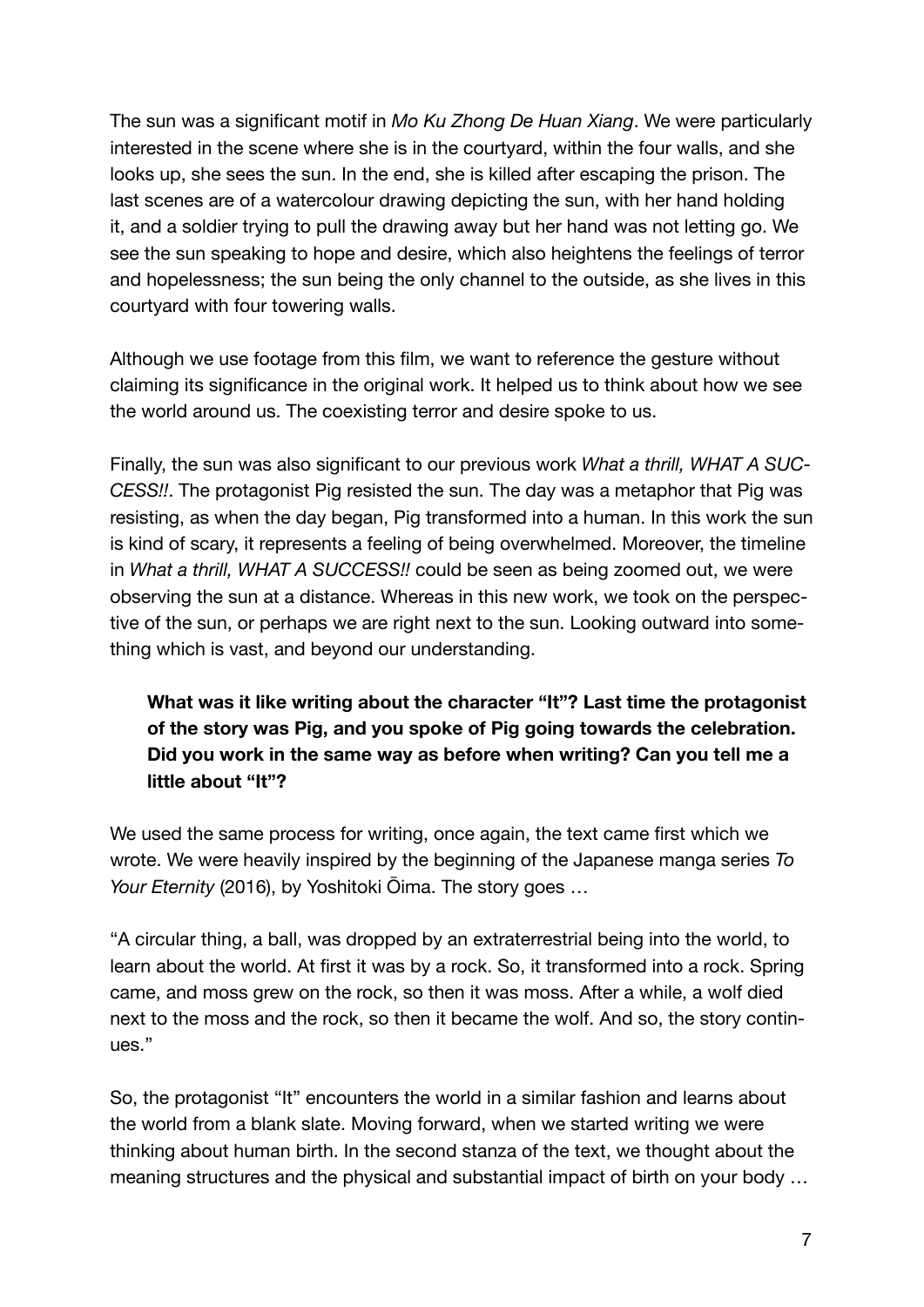The sun was a significant motif in *Mo Ku Zhong De Huan Xiang*. We were particularly interested in the scene where she is in the courtyard, within the four walls, and she looks up, she sees the sun. In the end, she is killed after escaping the prison. The last scenes are of a watercolour drawing depicting the sun, with her hand holding it, and a soldier trying to pull the drawing away but her hand was not letting go. We see the sun speaking to hope and desire, which also heightens the feelings of terror and hopelessness; the sun being the only channel to the outside, as she lives in this courtyard with four towering walls.

Although we use footage from this film, we want to reference the gesture without claiming its significance in the original work. It helped us to think about how we see the world around us. The coexisting terror and desire spoke to us.

Finally, the sun was also significant to our previous work *What a thrill, WHAT A SUCCESS!!*. The protagonist Pig resisted the sun. The day was a metaphor that Pig was resisting, as when the day began, Pig transformed into a human. In this work the sun is kind of scary, it represents a feeling of being overwhelmed. Moreover, the timeline in *What a thrill, WHAT A SUCCESS!!* could be seen as being zoomed out, we were observing the sun at a distance. Whereas in this new work, we took on the perspective of the sun, or perhaps we are right next to the sun. Looking outward into something which is vast, and beyond our understanding.

> **What was it like writing about the character "It"? Last time the protagonist of the story was Pig, and you spoke of Pig going towards the celebration. Did you work in the same way as before when writing? Can you tell me a little about "It"?**

We used the same process for writing, once again, the text came first which we wrote. We were heavily inspired by the beginning of the Japanese manga series *To Your Eternity* (2016), by Yoshitoki Ōima. The story goes …

"A circular thing, a ball, was dropped by an extraterrestrial being into the world, to learn about the world. At first it was by a rock. So, it transformed into a rock. Spring came, and moss grew on the rock, so then it was moss. After a while, a wolf died next to the moss and the rock, so then it became the wolf. And so, the story continues."

So, the protagonist "It" encounters the world in a similar fashion and learns about the world from a blank slate. Moving forward, when we started writing we were thinking about human birth. In the second stanza of the text, we thought about the meaning structures and the physical and substantial impact of birth on your body …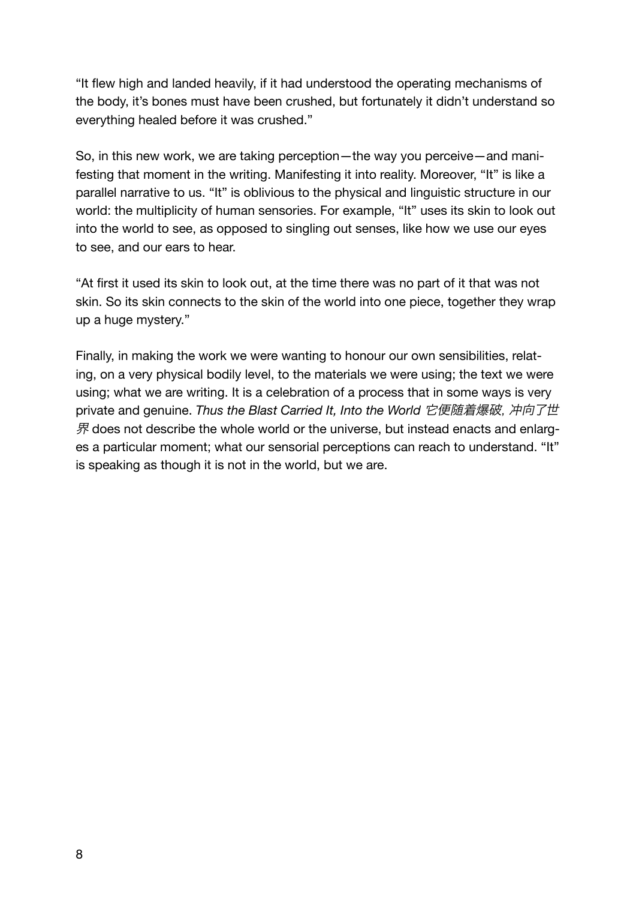"It flew high and landed heavily, if it had understood the operating mechanisms of the body, it's bones must have been crushed, but fortunately it didn't understand so everything healed before it was crushed."

So, in this new work, we are taking perception—the way you perceive—and manifesting that moment in the writing. Manifesting it into reality. Moreover, "It" is like a parallel narrative to us. "It" is oblivious to the physical and linguistic structure in our world: the multiplicity of human sensories. For example, "It" uses its skin to look out into the world to see, as opposed to singling out senses, like how we use our eyes to see, and our ears to hear.

"At first it used its skin to look out, at the time there was no part of it that was not skin. So its skin connects to the skin of the world into one piece, together they wrap up a huge mystery."

Finally, in making the work we were wanting to honour our own sensibilities, relating, on a very physical bodily level, to the materials we were using; the text we were using; what we are writing. It is a celebration of a process that in some ways is very private and genuine. *Thus the Blast Carried It, Into the World 它便随着爆破，冲向了世界* does not describe the whole world or the universe, but instead enacts and enlarges a particular moment; what our sensorial perceptions can reach to understand. "It" is speaking as though it is not in the world, but we are.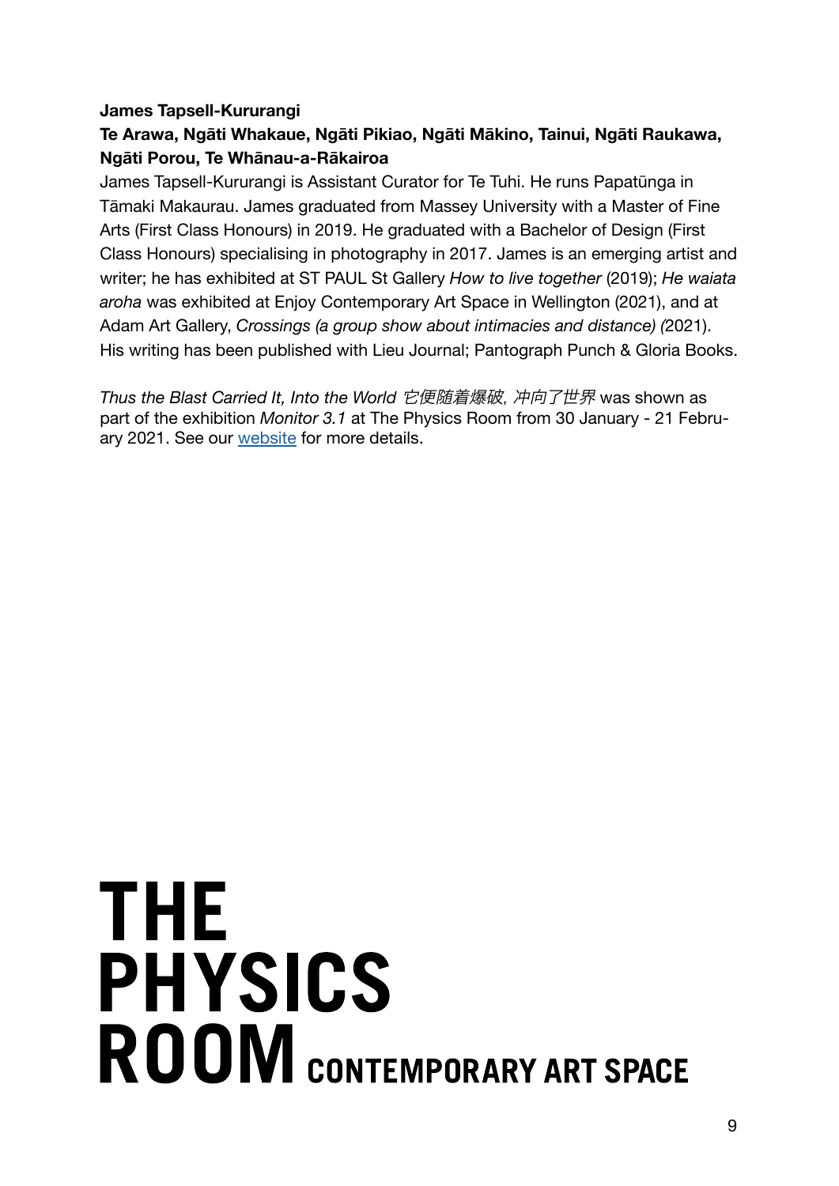**James Tapsell-Kururangi**

**Te Arawa, Ngāti Whakaue, Ngāti Pikiao, Ngāti Mākino, Tainui, Ngāti Raukawa, Ngāti Porou, Te Whānau-a-Rākairoa**

James Tapsell-Kururangi is Assistant Curator for Te Tuhi. He runs Papatūnga in Tāmaki Makaurau. James graduated from Massey University with a Master of Fine Arts (First Class Honours) in 2019. He graduated with a Bachelor of Design (First Class Honours) specialising in photography in 2017. James is an emerging artist and writer; he has exhibited at ST PAUL St Gallery *How to live together* (2019); *He waiata aroha* was exhibited at Enjoy Contemporary Art Space in Wellington (2021), and at Adam Art Gallery, *Crossings (a group show about intimacies and distance) (*2021). His writing has been published with Lieu Journal; Pantograph Punch & Gloria Books.

*Thus the Blast Carried It, Into the World 它便随着爆破, 冲向了世界* was shown as part of the exhibition *Monitor 3.1* at The Physics Room from 30 January - 21 February 2021. See our website for more details.

**THE PHYSICS ROOM CONTEMPORARY ART SPACE**